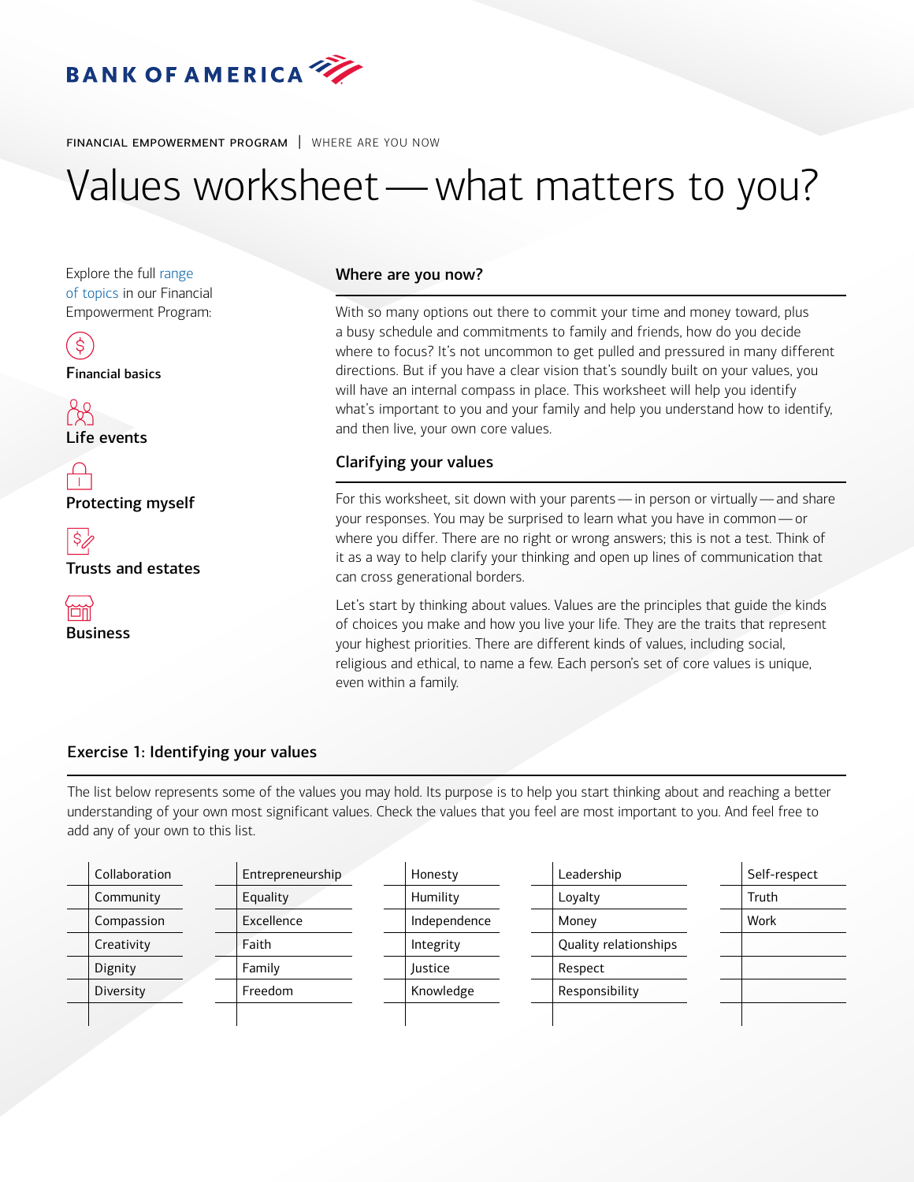BANK OF AMERICA

FINANCIAL EMPOWERMENT PROGRAM | WHERE ARE YOU NOW

# Values worksheet — what matters to you?

Explore the full range of topics in our Financial Empowerment Program:

- Financial basics
- Life events
- Protecting myself
- Trusts and estates
- Business

## Where are you now?

With so many options out there to commit your time and money toward, plus a busy schedule and commitments to family and friends, how do you decide where to focus? It's not uncommon to get pulled and pressured in many different directions. But if you have a clear vision that's soundly built on your values, you will have an internal compass in place. This worksheet will help you identify what's important to you and your family and help you understand how to identify, and then live, your own core values.

## Clarifying your values

For this worksheet, sit down with your parents — in person or virtually — and share your responses. You may be surprised to learn what you have in common — or where you differ. There are no right or wrong answers; this is not a test. Think of it as a way to help clarify your thinking and open up lines of communication that can cross generational borders.

Let's start by thinking about values. Values are the principles that guide the kinds of choices you make and how you live your life. They are the traits that represent your highest priorities. There are different kinds of values, including social, religious and ethical, to name a few. Each person's set of core values is unique, even within a family.

## Exercise 1: Identifying your values

The list below represents some of the values you may hold. Its purpose is to help you start thinking about and reaching a better understanding of your own most significant values. Check the values that you feel are most important to you. And feel free to add any of your own to this list.

| | | | | | | | | | |
|---|---|---|---|---|---|---|---|---|---|
| | Collaboration | | Entrepreneurship | | Honesty | | Leadership | | Self-respect |
| | Community | | Equality | | Humility | | Loyalty | | Truth |
| | Compassion | | Excellence | | Independence | | Money | | Work |
| | Creativity | | Faith | | Integrity | | Quality relationships | | |
| | Dignity | | Family | | Justice | | Respect | | |
| | Diversity | | Freedom | | Knowledge | | Responsibility | | |
| | | | | | | | | | |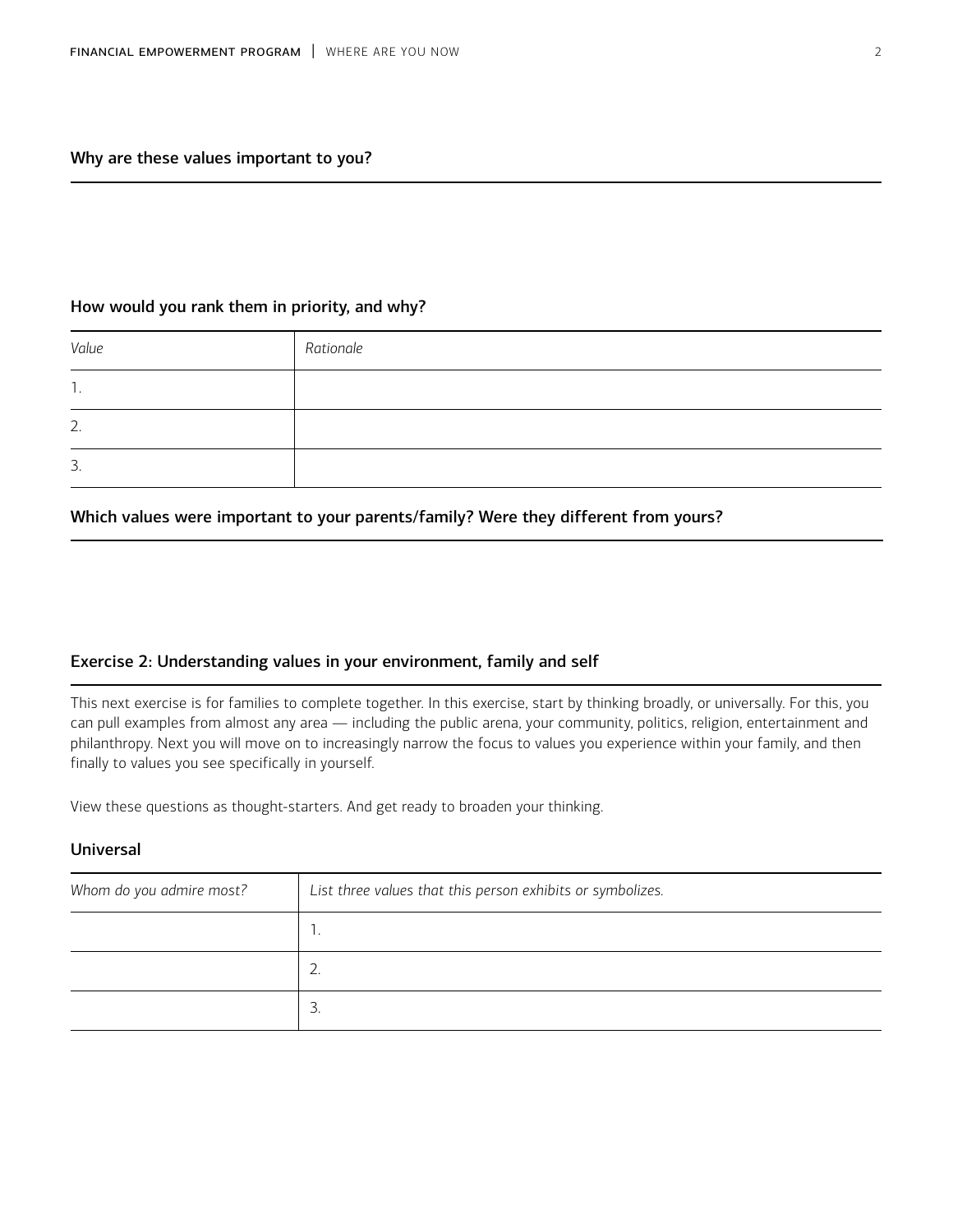### Why are these values important to you?

### How would you rank them in priority, and why?

| *Value* | *Rationale* |
|---|---|
| 1. | |
| 2. | |
| 3. | |

### Which values were important to your parents/family? Were they different from yours?

## Exercise 2: Understanding values in your environment, family and self

This next exercise is for families to complete together. In this exercise, start by thinking broadly, or universally. For this, you can pull examples from almost any area — including the public arena, your community, politics, religion, entertainment and philanthropy. Next you will move on to increasingly narrow the focus to values you experience within your family, and then finally to values you see specifically in yourself.

View these questions as thought-starters. And get ready to broaden your thinking.

### Universal

| *Whom do you admire most?* | *List three values that this person exhibits or symbolizes.* |
|---|---|
| | 1. |
| | 2. |
| | 3. |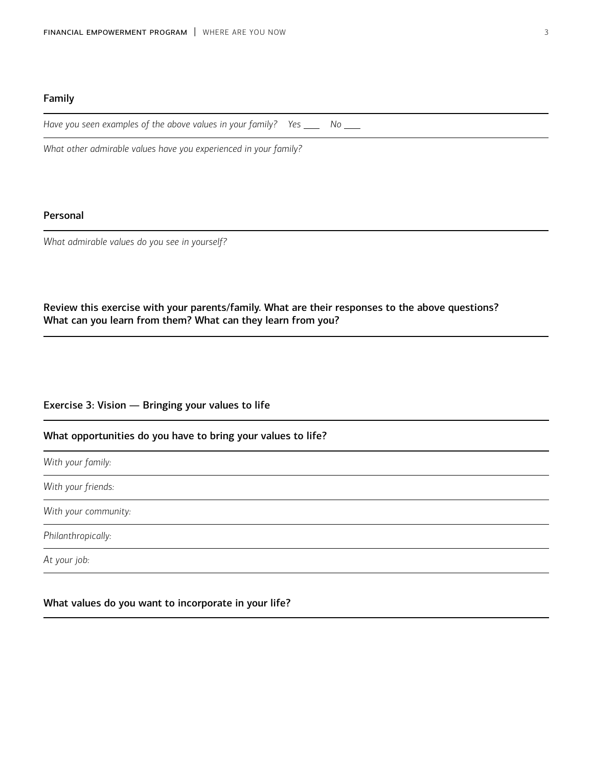### Family

*Have you seen examples of the above values in your family?* *Yes* ____ *No* ____

*What other admirable values have you experienced in your family?*

### Personal

*What admirable values do you see in yourself?*

**Review this exercise with your parents/family. What are their responses to the above questions? What can you learn from them? What can they learn from you?**

## Exercise 3: Vision — Bringing your values to life

### What opportunities do you have to bring your values to life?

*With your family:*

*With your friends:*

*With your community:*

*Philanthropically:*

*At your job:*

### What values do you want to incorporate in your life?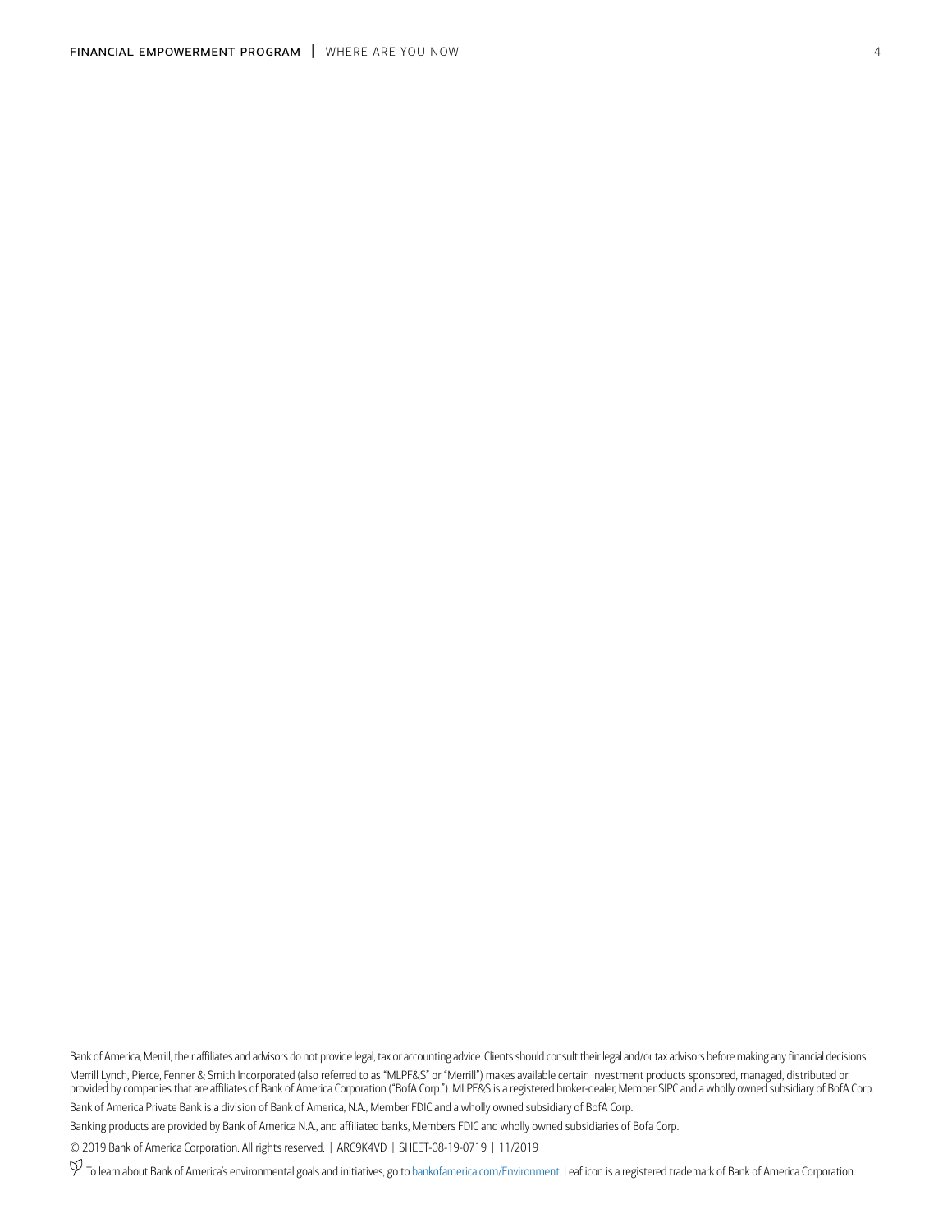Bank of America, Merrill, their affiliates and advisors do not provide legal, tax or accounting advice. Clients should consult their legal and/or tax advisors before making any financial decisions.

Merrill Lynch, Pierce, Fenner & Smith Incorporated (also referred to as "MLPF&S" or "Merrill") makes available certain investment products sponsored, managed, distributed or provided by companies that are affiliates of Bank of America Corporation ("BofA Corp."). MLPF&S is a registered broker-dealer, Member SIPC and a wholly owned subsidiary of BofA Corp.

Bank of America Private Bank is a division of Bank of America, N.A., Member FDIC and a wholly owned subsidiary of BofA Corp.

Banking products are provided by Bank of America N.A., and affiliated banks, Members FDIC and wholly owned subsidiaries of Bofa Corp.

© 2019 Bank of America Corporation. All rights reserved. | ARC9K4VD | SHEET-08-19-0719 | 11/2019

To learn about Bank of America's environmental goals and initiatives, go to bankofamerica.com/Environment. Leaf icon is a registered trademark of Bank of America Corporation.